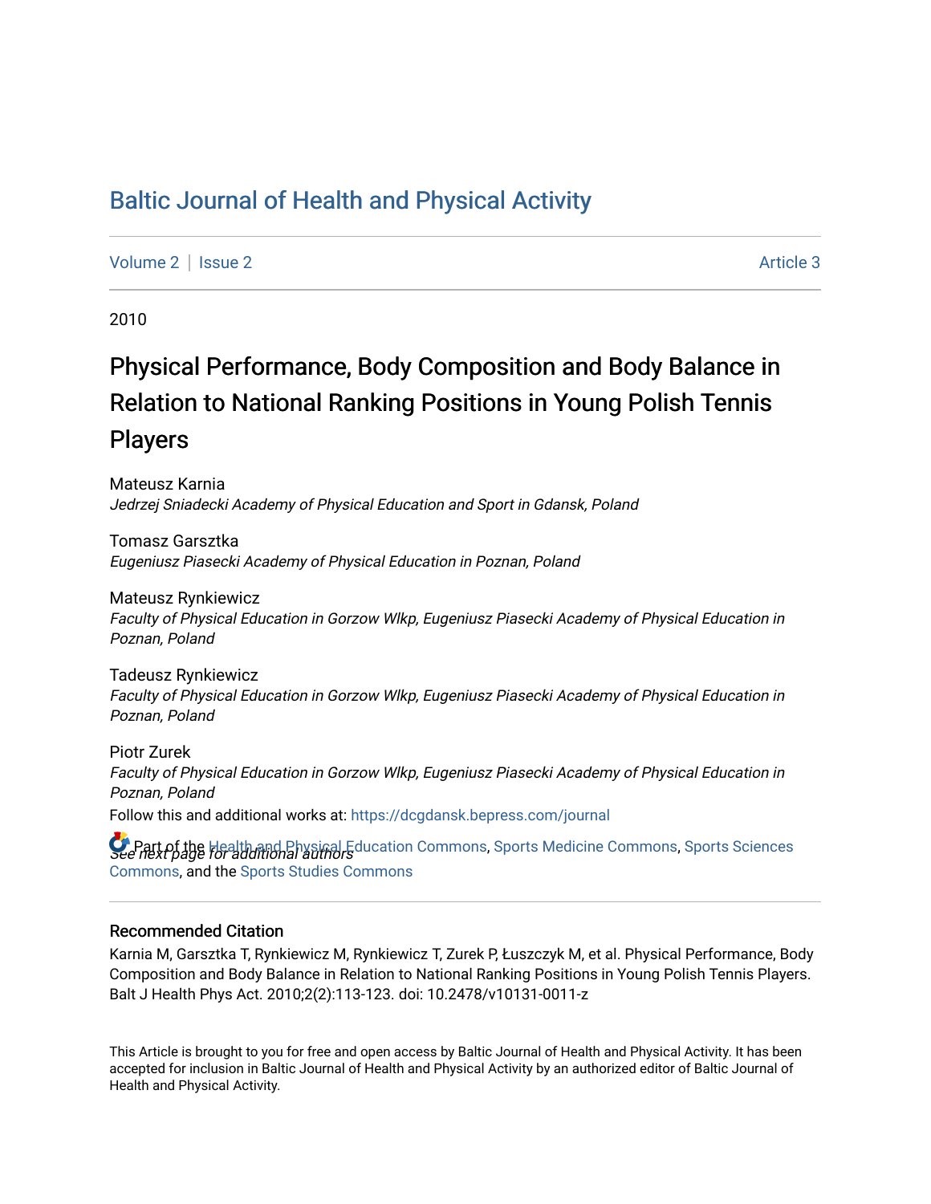# Baltic Journal of Health and Physical Activity

Volume 2 | Issue 2 Article 3

2010

## Physical Performance, Body Composition and Body Balance in Relation to National Ranking Positions in Young Polish Tennis Players

Mateusz Karnia
*Jedrzej Sniadecki Academy of Physical Education and Sport in Gdansk, Poland*

Tomasz Garsztka
*Eugeniusz Piasecki Academy of Physical Education in Poznan, Poland*

Mateusz Rynkiewicz
*Faculty of Physical Education in Gorzow Wlkp, Eugeniusz Piasecki Academy of Physical Education in Poznan, Poland*

Tadeusz Rynkiewicz
*Faculty of Physical Education in Gorzow Wlkp, Eugeniusz Piasecki Academy of Physical Education in Poznan, Poland*

Piotr Zurek
*Faculty of Physical Education in Gorzow Wlkp, Eugeniusz Piasecki Academy of Physical Education in Poznan, Poland*

*See next page for additional authors*

Follow this and additional works at: https://dcgdansk.bepress.com/journal

Part of the Health and Physical Education Commons, Sports Medicine Commons, Sports Sciences Commons, and the Sports Studies Commons

### Recommended Citation

Karnia M, Garsztka T, Rynkiewicz M, Rynkiewicz T, Zurek P, Łuszczyk M, et al. Physical Performance, Body Composition and Body Balance in Relation to National Ranking Positions in Young Polish Tennis Players. Balt J Health Phys Act. 2010;2(2):113-123. doi: 10.2478/v10131-0011-z

This Article is brought to you for free and open access by Baltic Journal of Health and Physical Activity. It has been accepted for inclusion in Baltic Journal of Health and Physical Activity by an authorized editor of Baltic Journal of Health and Physical Activity.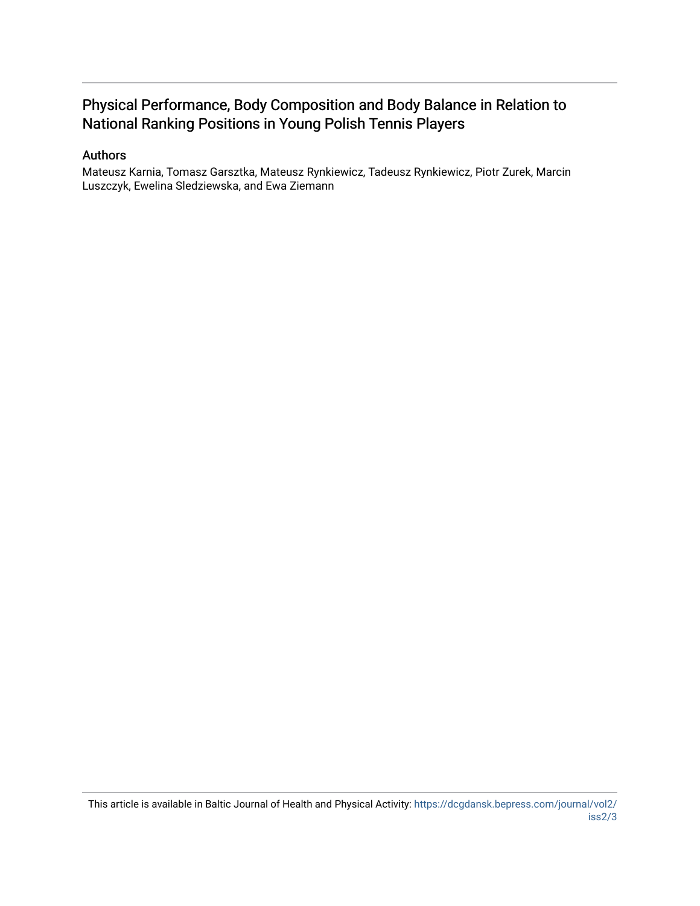# Physical Performance, Body Composition and Body Balance in Relation to National Ranking Positions in Young Polish Tennis Players

## Authors

Mateusz Karnia, Tomasz Garsztka, Mateusz Rynkiewicz, Tadeusz Rynkiewicz, Piotr Zurek, Marcin Luszczyk, Ewelina Sledziewska, and Ewa Ziemann

This article is available in Baltic Journal of Health and Physical Activity: https://dcgdansk.bepress.com/journal/vol2/iss2/3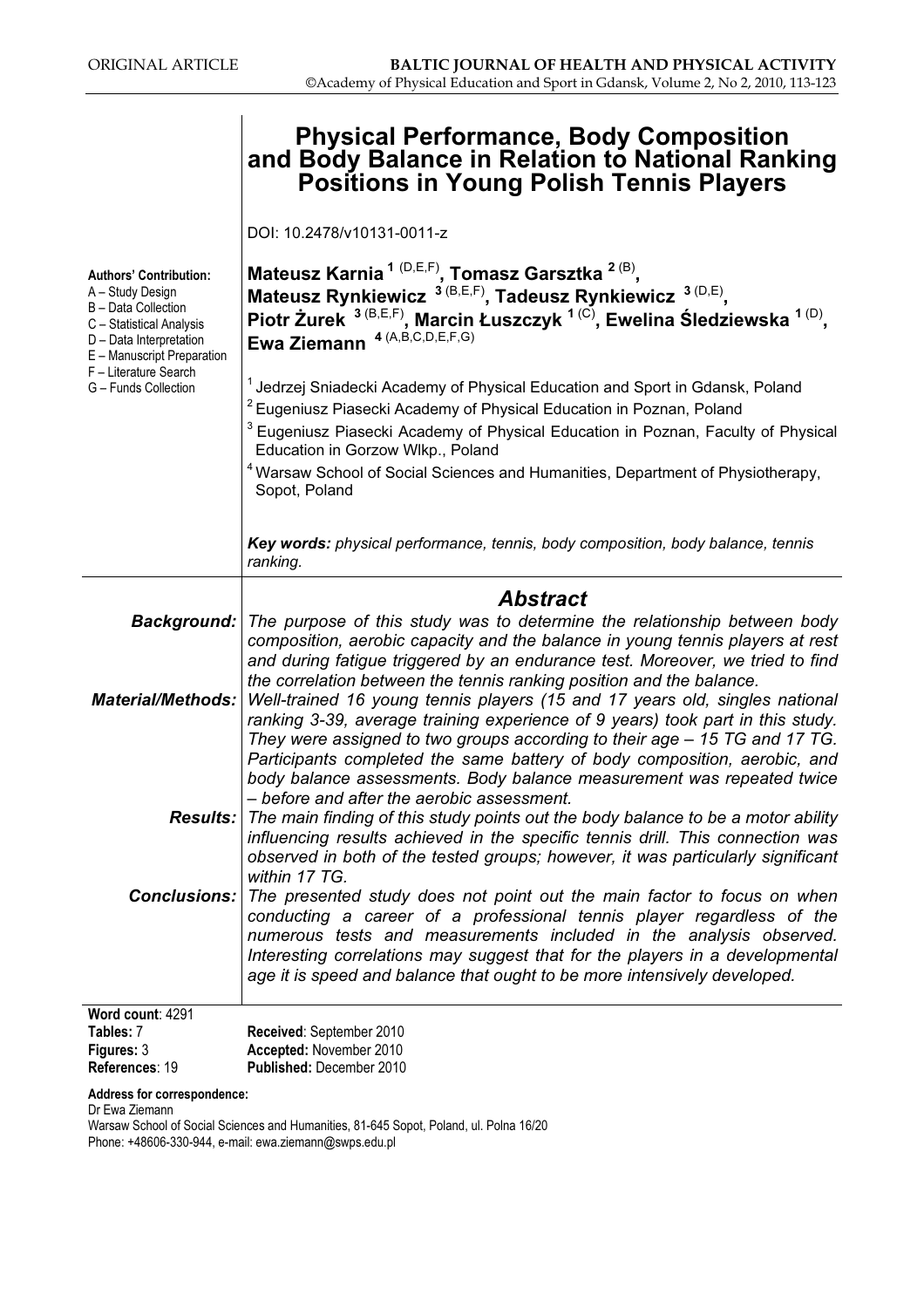ORIGINAL ARTICLE

**BALTIC JOURNAL OF HEALTH AND PHYSICAL ACTIVITY**
©Academy of Physical Education and Sport in Gdansk, Volume 2, No 2, 2010, 113-123

# Physical Performance, Body Composition and Body Balance in Relation to National Ranking Positions in Young Polish Tennis Players

DOI: 10.2478/v10131-0011-z

**Authors' Contribution:**
A – Study Design
B – Data Collection
C – Statistical Analysis
D – Data Interpretation
E – Manuscript Preparation
F – Literature Search
G – Funds Collection

**Mateusz Karnia [1] (D,E,F), Tomasz Garsztka [2] (B), Mateusz Rynkiewicz [3] (B,E,F), Tadeusz Rynkiewicz [3] (D,E), Piotr Żurek [3] (B,E,F), Marcin Łuszczyk [1] (C), Ewelina Śledziewska [1] (D), Ewa Ziemann [4] (A,B,C,D,E,F,G)**

[1] Jedrzej Sniadecki Academy of Physical Education and Sport in Gdansk, Poland
[2] Eugeniusz Piasecki Academy of Physical Education in Poznan, Poland
[3] Eugeniusz Piasecki Academy of Physical Education in Poznan, Faculty of Physical Education in Gorzow Wlkp., Poland
[4] Warsaw School of Social Sciences and Humanities, Department of Physiotherapy, Sopot, Poland

***Key words:*** *physical performance, tennis, body composition, body balance, tennis ranking.*

## *Abstract*

***Background:*** *The purpose of this study was to determine the relationship between body composition, aerobic capacity and the balance in young tennis players at rest and during fatigue triggered by an endurance test. Moreover, we tried to find the correlation between the tennis ranking position and the balance.*

***Material/Methods:*** *Well-trained 16 young tennis players (15 and 17 years old, singles national ranking 3-39, average training experience of 9 years) took part in this study. They were assigned to two groups according to their age – 15 TG and 17 TG. Participants completed the same battery of body composition, aerobic, and body balance assessments. Body balance measurement was repeated twice – before and after the aerobic assessment.*

***Results:*** *The main finding of this study points out the body balance to be a motor ability influencing results achieved in the specific tennis drill. This connection was observed in both of the tested groups; however, it was particularly significant within 17 TG.*

***Conclusions:*** *The presented study does not point out the main factor to focus on when conducting a career of a professional tennis player regardless of the numerous tests and measurements included in the analysis observed. Interesting correlations may suggest that for the players in a developmental age it is speed and balance that ought to be more intensively developed.*

**Word count**: 4291
**Tables:** 7
**Figures:** 3
**References**: 19

**Received**: September 2010
**Accepted:** November 2010
**Published:** December 2010

**Address for correspondence:**
Dr Ewa Ziemann
Warsaw School of Social Sciences and Humanities, 81-645 Sopot, Poland, ul. Polna 16/20
Phone: +48606-330-944, e-mail: ewa.ziemann@swps.edu.pl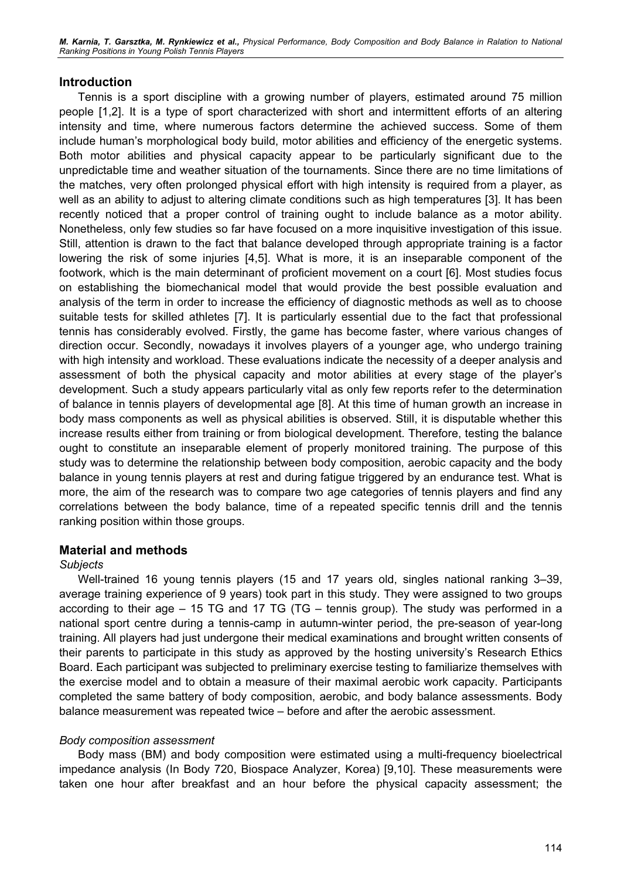## Introduction

Tennis is a sport discipline with a growing number of players, estimated around 75 million people [1,2]. It is a type of sport characterized with short and intermittent efforts of an altering intensity and time, where numerous factors determine the achieved success. Some of them include human's morphological body build, motor abilities and efficiency of the energetic systems. Both motor abilities and physical capacity appear to be particularly significant due to the unpredictable time and weather situation of the tournaments. Since there are no time limitations of the matches, very often prolonged physical effort with high intensity is required from a player, as well as an ability to adjust to altering climate conditions such as high temperatures [3]. It has been recently noticed that a proper control of training ought to include balance as a motor ability. Nonetheless, only few studies so far have focused on a more inquisitive investigation of this issue. Still, attention is drawn to the fact that balance developed through appropriate training is a factor lowering the risk of some injuries [4,5]. What is more, it is an inseparable component of the footwork, which is the main determinant of proficient movement on a court [6]. Most studies focus on establishing the biomechanical model that would provide the best possible evaluation and analysis of the term in order to increase the efficiency of diagnostic methods as well as to choose suitable tests for skilled athletes [7]. It is particularly essential due to the fact that professional tennis has considerably evolved. Firstly, the game has become faster, where various changes of direction occur. Secondly, nowadays it involves players of a younger age, who undergo training with high intensity and workload. These evaluations indicate the necessity of a deeper analysis and assessment of both the physical capacity and motor abilities at every stage of the player's development. Such a study appears particularly vital as only few reports refer to the determination of balance in tennis players of developmental age [8]. At this time of human growth an increase in body mass components as well as physical abilities is observed. Still, it is disputable whether this increase results either from training or from biological development. Therefore, testing the balance ought to constitute an inseparable element of properly monitored training. The purpose of this study was to determine the relationship between body composition, aerobic capacity and the body balance in young tennis players at rest and during fatigue triggered by an endurance test. What is more, the aim of the research was to compare two age categories of tennis players and find any correlations between the body balance, time of a repeated specific tennis drill and the tennis ranking position within those groups.

## Material and methods

*Subjects*

Well-trained 16 young tennis players (15 and 17 years old, singles national ranking 3–39, average training experience of 9 years) took part in this study. They were assigned to two groups according to their age – 15 TG and 17 TG (TG – tennis group). The study was performed in a national sport centre during a tennis-camp in autumn-winter period, the pre-season of year-long training. All players had just undergone their medical examinations and brought written consents of their parents to participate in this study as approved by the hosting university's Research Ethics Board. Each participant was subjected to preliminary exercise testing to familiarize themselves with the exercise model and to obtain a measure of their maximal aerobic work capacity. Participants completed the same battery of body composition, aerobic, and body balance assessments. Body balance measurement was repeated twice – before and after the aerobic assessment.

*Body composition assessment*

Body mass (BM) and body composition were estimated using a multi-frequency bioelectrical impedance analysis (In Body 720, Biospace Analyzer, Korea) [9,10]. These measurements were taken one hour after breakfast and an hour before the physical capacity assessment; the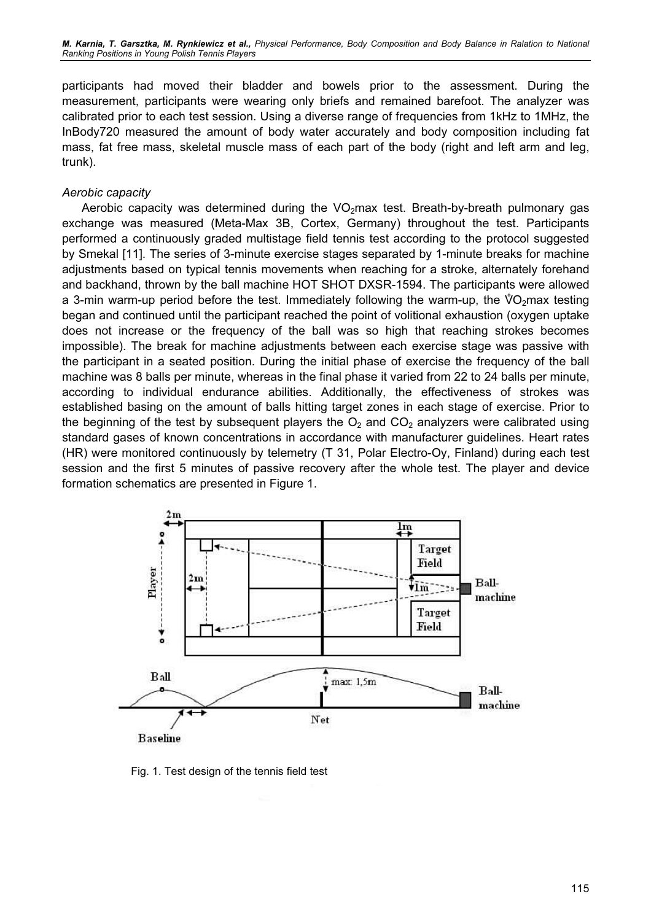participants had moved their bladder and bowels prior to the assessment. During the measurement, participants were wearing only briefs and remained barefoot. The analyzer was calibrated prior to each test session. Using a diverse range of frequencies from 1kHz to 1MHz, the InBody720 measured the amount of body water accurately and body composition including fat mass, fat free mass, skeletal muscle mass of each part of the body (right and left arm and leg, trunk).

*Aerobic capacity*

Aerobic capacity was determined during the $VO_2$max test. Breath-by-breath pulmonary gas exchange was measured (Meta-Max 3B, Cortex, Germany) throughout the test. Participants performed a continuously graded multistage field tennis test according to the protocol suggested by Smekal [11]. The series of 3-minute exercise stages separated by 1-minute breaks for machine adjustments based on typical tennis movements when reaching for a stroke, alternately forehand and backhand, thrown by the ball machine HOT SHOT DXSR-1594. The participants were allowed a 3-min warm-up period before the test. Immediately following the warm-up, the $\dot{V}O_2$max testing began and continued until the participant reached the point of volitional exhaustion (oxygen uptake does not increase or the frequency of the ball was so high that reaching strokes becomes impossible). The break for machine adjustments between each exercise stage was passive with the participant in a seated position. During the initial phase of exercise the frequency of the ball machine was 8 balls per minute, whereas in the final phase it varied from 22 to 24 balls per minute, according to individual endurance abilities. Additionally, the effectiveness of strokes was established basing on the amount of balls hitting target zones in each stage of exercise. Prior to the beginning of the test by subsequent players the $O_2$ and $CO_2$ analyzers were calibrated using standard gases of known concentrations in accordance with manufacturer guidelines. Heart rates (HR) were monitored continuously by telemetry (T 31, Polar Electro-Oy, Finland) during each test session and the first 5 minutes of passive recovery after the whole test. The player and device formation schematics are presented in Figure 1.

Fig. 1. Test design of the tennis field test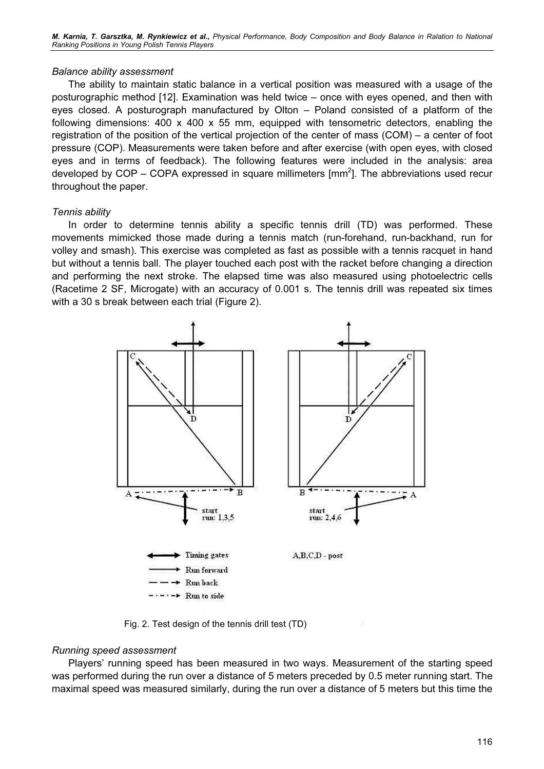*Balance ability assessment*

The ability to maintain static balance in a vertical position was measured with a usage of the posturographic method [12]. Examination was held twice – once with eyes opened, and then with eyes closed. A posturograph manufactured by Olton – Poland consisted of a platform of the following dimensions: 400 x 400 x 55 mm, equipped with tensometric detectors, enabling the registration of the position of the vertical projection of the center of mass (COM) – a center of foot pressure (COP). Measurements were taken before and after exercise (with open eyes, with closed eyes and in terms of feedback). The following features were included in the analysis: area developed by COP – COPA expressed in square millimeters [$mm^2$]. The abbreviations used recur throughout the paper.

*Tennis ability*

In order to determine tennis ability a specific tennis drill (TD) was performed. These movements mimicked those made during a tennis match (run-forehand, run-backhand, run for volley and smash). This exercise was completed as fast as possible with a tennis racquet in hand but without a tennis ball. The player touched each post with the racket before changing a direction and performing the next stroke. The elapsed time was also measured using photoelectric cells (Racetime 2 SF, Microgate) with an accuracy of 0.001 s. The tennis drill was repeated six times with a 30 s break between each trial (Figure 2).

Fig. 2. Test design of the tennis drill test (TD)

*Running speed assessment*

Players' running speed has been measured in two ways. Measurement of the starting speed was performed during the run over a distance of 5 meters preceded by 0.5 meter running start. The maximal speed was measured similarly, during the run over a distance of 5 meters but this time the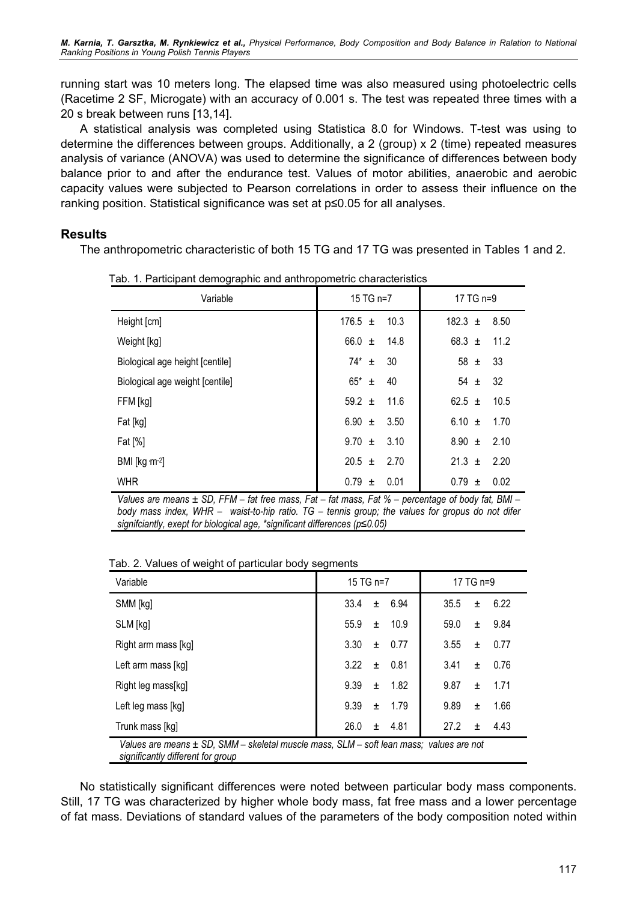running start was 10 meters long. The elapsed time was also measured using photoelectric cells (Racetime 2 SF, Microgate) with an accuracy of 0.001 s. The test was repeated three times with a 20 s break between runs [13,14].

A statistical analysis was completed using Statistica 8.0 for Windows. T-test was using to determine the differences between groups. Additionally, a 2 (group) x 2 (time) repeated measures analysis of variance (ANOVA) was used to determine the significance of differences between body balance prior to and after the endurance test. Values of motor abilities, anaerobic and aerobic capacity values were subjected to Pearson correlations in order to assess their influence on the ranking position. Statistical significance was set at $p \leq 0.05$ for all analyses.

## Results

The anthropometric characteristic of both 15 TG and 17 TG was presented in Tables 1 and 2.

Tab. 1. Participant demographic and anthropometric characteristics

| Variable | 15 TG n=7 | 17 TG n=9 |
|---|---|---|
| Height [cm] | 176.5 ± 10.3 | 182.3 ± 8.50 |
| Weight [kg] | 66.0 ± 14.8 | 68.3 ± 11.2 |
| Biological age height [centile] | 74* ± 30 | 58 ± 33 |
| Biological age weight [centile] | 65* ± 40 | 54 ± 32 |
| FFM [kg] | 59.2 ± 11.6 | 62.5 ± 10.5 |
| Fat [kg] | 6.90 ± 3.50 | 6.10 ± 1.70 |
| Fat [%] | 9.70 ± 3.10 | 8.90 ± 2.10 |
| BMI [kg·m$^{-2}$] | 20.5 ± 2.70 | 21.3 ± 2.20 |
| WHR | 0.79 ± 0.01 | 0.79 ± 0.02 |

*Values are means ± SD, FFM – fat free mass, Fat – fat mass, Fat % – percentage of body fat, BMI – body mass index, WHR – waist-to-hip ratio. TG – tennis group; the values for gropus do not difer signifcianty, exept for biological age, *significant differences (p≤0.05)*

Tab. 2. Values of weight of particular body segments

| Variable | 15 TG n=7 | 17 TG n=9 |
|---|---|---|
| SMM [kg] | 33.4 ± 6.94 | 35.5 ± 6.22 |
| SLM [kg] | 55.9 ± 10.9 | 59.0 ± 9.84 |
| Right arm mass [kg] | 3.30 ± 0.77 | 3.55 ± 0.77 |
| Left arm mass [kg] | 3.22 ± 0.81 | 3.41 ± 0.76 |
| Right leg mass[kg] | 9.39 ± 1.82 | 9.87 ± 1.71 |
| Left leg mass [kg] | 9.39 ± 1.79 | 9.89 ± 1.66 |
| Trunk mass [kg] | 26.0 ± 4.81 | 27.2 ± 4.43 |

*Values are means ± SD, SMM – skeletal muscle mass, SLM – soft lean mass; values are not significantly different for group*

No statistically significant differences were noted between particular body mass components. Still, 17 TG was characterized by higher whole body mass, fat free mass and a lower percentage of fat mass. Deviations of standard values of the parameters of the body composition noted within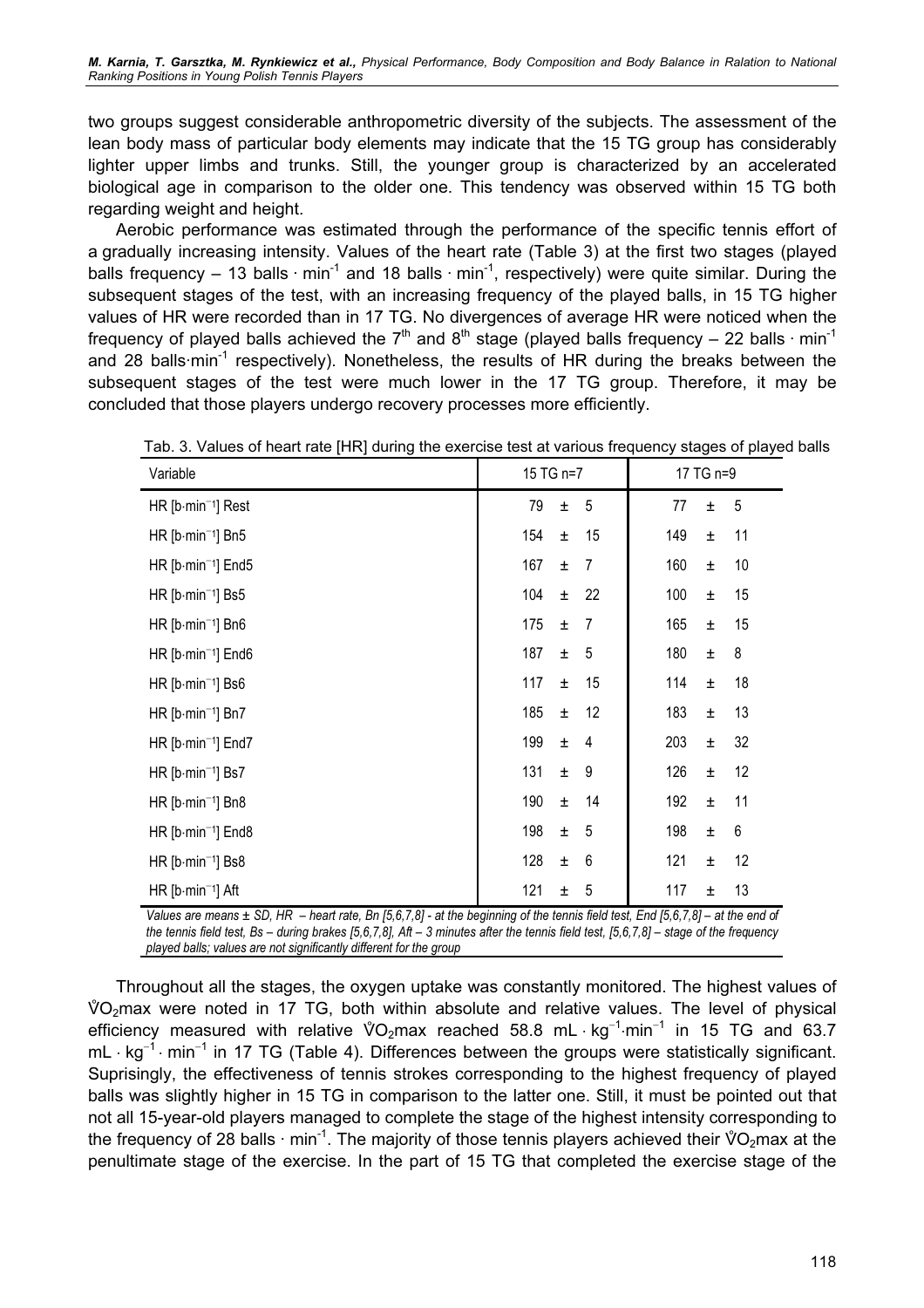two groups suggest considerable anthropometric diversity of the subjects. The assessment of the lean body mass of particular body elements may indicate that the 15 TG group has considerably lighter upper limbs and trunks. Still, the younger group is characterized by an accelerated biological age in comparison to the older one. This tendency was observed within 15 TG both regarding weight and height.

Aerobic performance was estimated through the performance of the specific tennis effort of a gradually increasing intensity. Values of the heart rate (Table 3) at the first two stages (played balls frequency – 13 balls · $min^{-1}$ and 18 balls · $min^{-1}$, respectively) were quite similar. During the subsequent stages of the test, with an increasing frequency of the played balls, in 15 TG higher values of HR were recorded than in 17 TG. No divergences of average HR were noticed when the frequency of played balls achieved the 7th and 8th stage (played balls frequency – 22 balls · $min^{-1}$ and 28 balls·$min^{-1}$ respectively). Nonetheless, the results of HR during the breaks between the subsequent stages of the test were much lower in the 17 TG group. Therefore, it may be concluded that those players undergo recovery processes more efficiently.

Tab. 3. Values of heart rate [HR] during the exercise test at various frequency stages of played balls

| Variable | 15 TG n=7 | 17 TG n=9 |
|---|---|---|
| HR [b·min⁻¹] Rest | 79 ± 5 | 77 ± 5 |
| HR [b·min⁻¹] Bn5 | 154 ± 15 | 149 ± 11 |
| HR [b·min⁻¹] End5 | 167 ± 7 | 160 ± 10 |
| HR [b·min⁻¹] Bs5 | 104 ± 22 | 100 ± 15 |
| HR [b·min⁻¹] Bn6 | 175 ± 7 | 165 ± 15 |
| HR [b·min⁻¹] End6 | 187 ± 5 | 180 ± 8 |
| HR [b·min⁻¹] Bs6 | 117 ± 15 | 114 ± 18 |
| HR [b·min⁻¹] Bn7 | 185 ± 12 | 183 ± 13 |
| HR [b·min⁻¹] End7 | 199 ± 4 | 203 ± 32 |
| HR [b·min⁻¹] Bs7 | 131 ± 9 | 126 ± 12 |
| HR [b·min⁻¹] Bn8 | 190 ± 14 | 192 ± 11 |
| HR [b·min⁻¹] End8 | 198 ± 5 | 198 ± 6 |
| HR [b·min⁻¹] Bs8 | 128 ± 6 | 121 ± 12 |
| HR [b·min⁻¹] Aft | 121 ± 5 | 117 ± 13 |

*Values are means ± SD, HR – heart rate, Bn [5,6,7,8] - at the beginning of the tennis field test, End [5,6,7,8] – at the end of the tennis field test, Bs – during brakes [5,6,7,8], Aft – 3 minutes after the tennis field test, [5,6,7,8] – stage of the frequency played balls; values are not significantly different for the group*

Throughout all the stages, the oxygen uptake was constantly monitored. The highest values of $\dot{V}O_2max$ were noted in 17 TG, both within absolute and relative values. The level of physical efficiency measured with relative $\dot{V}O_2max$ reached 58.8 mL · $kg^{-1}$·$min^{-1}$ in 15 TG and 63.7 mL · $kg^{-1}$ · $min^{-1}$ in 17 TG (Table 4). Differences between the groups were statistically significant. Suprisingly, the effectiveness of tennis strokes corresponding to the highest frequency of played balls was slightly higher in 15 TG in comparison to the latter one. Still, it must be pointed out that not all 15-year-old players managed to complete the stage of the highest intensity corresponding to the frequency of 28 balls · $min^{-1}$. The majority of those tennis players achieved their $\dot{V}O_2max$ at the penultimate stage of the exercise. In the part of 15 TG that completed the exercise stage of the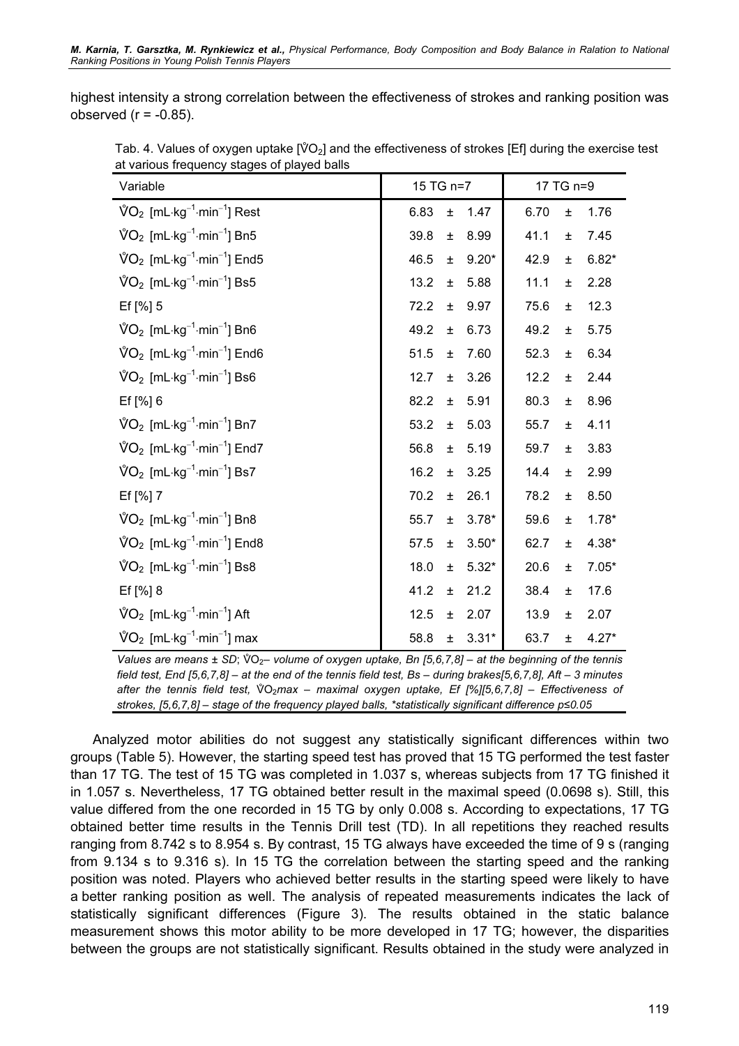highest intensity a strong correlation between the effectiveness of strokes and ranking position was observed (r = -0.85).

Tab. 4. Values of oxygen uptake [$\dot{V}O_2$] and the effectiveness of strokes [Ef] during the exercise test at various frequency stages of played balls

| Variable | 15 TG n=7 | 17 TG n=9 |
|---|---|---|
| $\dot{V}O_2$ [$mL \cdot kg^{-1} \cdot min^{-1}$] Rest | 6.83 ± 1.47 | 6.70 ± 1.76 |
| $\dot{V}O_2$ [$mL \cdot kg^{-1} \cdot min^{-1}$] Bn5 | 39.8 ± 8.99 | 41.1 ± 7.45 |
| $\dot{V}O_2$ [$mL \cdot kg^{-1} \cdot min^{-1}$] End5 | 46.5 ± 9.20* | 42.9 ± 6.82* |
| $\dot{V}O_2$ [$mL \cdot kg^{-1} \cdot min^{-1}$] Bs5 | 13.2 ± 5.88 | 11.1 ± 2.28 |
| Ef [%] 5 | 72.2 ± 9.97 | 75.6 ± 12.3 |
| $\dot{V}O_2$ [$mL \cdot kg^{-1} \cdot min^{-1}$] Bn6 | 49.2 ± 6.73 | 49.2 ± 5.75 |
| $\dot{V}O_2$ [$mL \cdot kg^{-1} \cdot min^{-1}$] End6 | 51.5 ± 7.60 | 52.3 ± 6.34 |
| $\dot{V}O_2$ [$mL \cdot kg^{-1} \cdot min^{-1}$] Bs6 | 12.7 ± 3.26 | 12.2 ± 2.44 |
| Ef [%] 6 | 82.2 ± 5.91 | 80.3 ± 8.96 |
| $\dot{V}O_2$ [$mL \cdot kg^{-1} \cdot min^{-1}$] Bn7 | 53.2 ± 5.03 | 55.7 ± 4.11 |
| $\dot{V}O_2$ [$mL \cdot kg^{-1} \cdot min^{-1}$] End7 | 56.8 ± 5.19 | 59.7 ± 3.83 |
| $\dot{V}O_2$ [$mL \cdot kg^{-1} \cdot min^{-1}$] Bs7 | 16.2 ± 3.25 | 14.4 ± 2.99 |
| Ef [%] 7 | 70.2 ± 26.1 | 78.2 ± 8.50 |
| $\dot{V}O_2$ [$mL \cdot kg^{-1} \cdot min^{-1}$] Bn8 | 55.7 ± 3.78* | 59.6 ± 1.78* |
| $\dot{V}O_2$ [$mL \cdot kg^{-1} \cdot min^{-1}$] End8 | 57.5 ± 3.50* | 62.7 ± 4.38* |
| $\dot{V}O_2$ [$mL \cdot kg^{-1} \cdot min^{-1}$] Bs8 | 18.0 ± 5.32* | 20.6 ± 7.05* |
| Ef [%] 8 | 41.2 ± 21.2 | 38.4 ± 17.6 |
| $\dot{V}O_2$ [$mL \cdot kg^{-1} \cdot min^{-1}$] Aft | 12.5 ± 2.07 | 13.9 ± 2.07 |
| $\dot{V}O_2$ [$mL \cdot kg^{-1} \cdot min^{-1}$] max | 58.8 ± 3.31* | 63.7 ± 4.27* |

*Values are means ± SD; $\dot{V}O_2$– volume of oxygen uptake, Bn [5,6,7,8] – at the beginning of the tennis field test, End [5,6,7,8] – at the end of the tennis field test, Bs – during brakes[5,6,7,8], Aft – 3 minutes after the tennis field test, $\dot{V}O_2max$ – maximal oxygen uptake, Ef [%][5,6,7,8] – Effectiveness of strokes, [5,6,7,8] – stage of the frequency played balls, \*statistically significant difference p≤0.05*

Analyzed motor abilities do not suggest any statistically significant differences within two groups (Table 5). However, the starting speed test has proved that 15 TG performed the test faster than 17 TG. The test of 15 TG was completed in 1.037 s, whereas subjects from 17 TG finished it in 1.057 s. Nevertheless, 17 TG obtained better result in the maximal speed (0.0698 s). Still, this value differed from the one recorded in 15 TG by only 0.008 s. According to expectations, 17 TG obtained better time results in the Tennis Drill test (TD). In all repetitions they reached results ranging from 8.742 s to 8.954 s. By contrast, 15 TG always have exceeded the time of 9 s (ranging from 9.134 s to 9.316 s). In 15 TG the correlation between the starting speed and the ranking position was noted. Players who achieved better results in the starting speed were likely to have a better ranking position as well. The analysis of repeated measurements indicates the lack of statistically significant differences (Figure 3). The results obtained in the static balance measurement shows this motor ability to be more developed in 17 TG; however, the disparities between the groups are not statistically significant. Results obtained in the study were analyzed in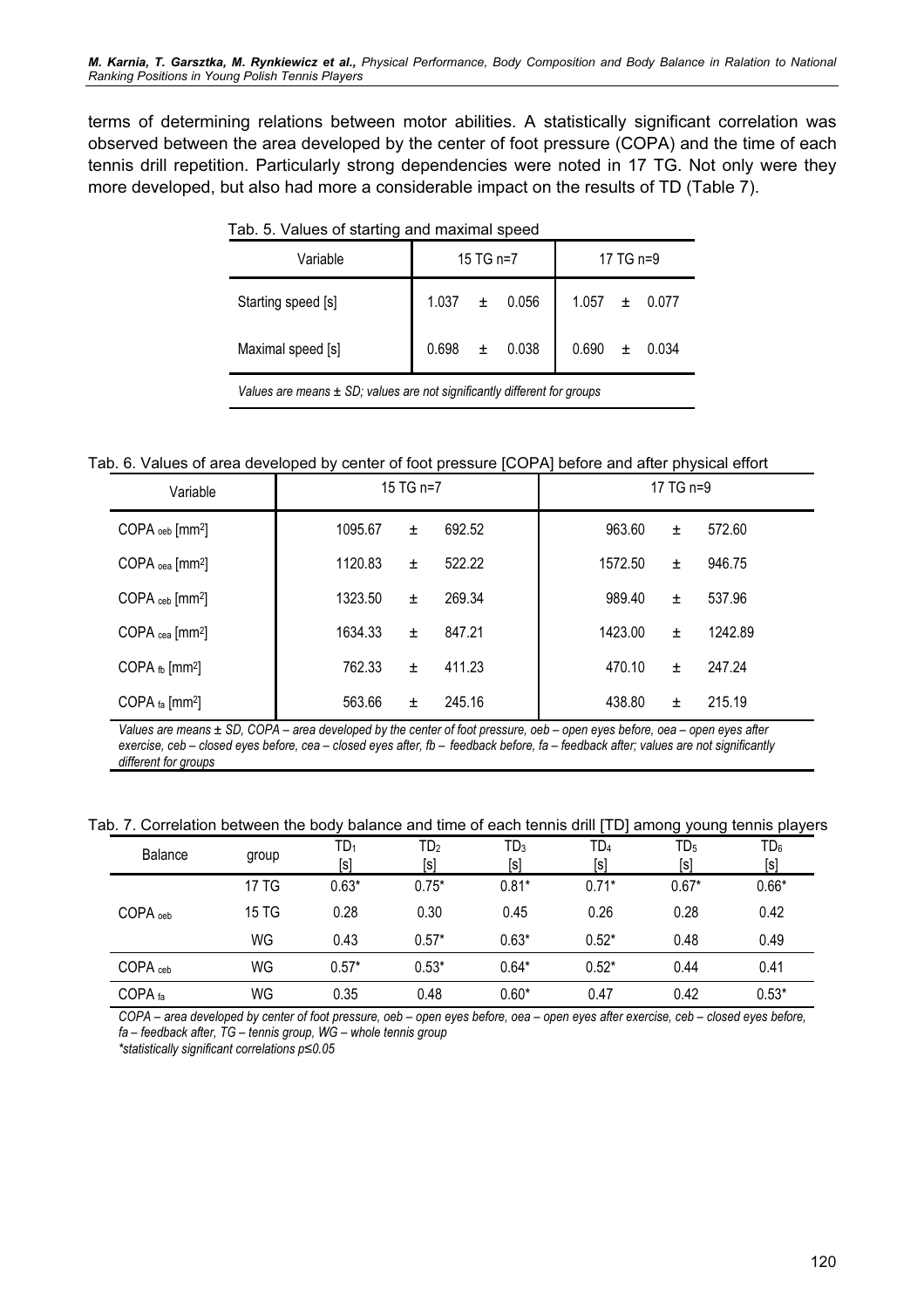terms of determining relations between motor abilities. A statistically significant correlation was observed between the area developed by the center of foot pressure (COPA) and the time of each tennis drill repetition. Particularly strong dependencies were noted in 17 TG. Not only were they more developed, but also had more a considerable impact on the results of TD (Table 7).

Tab. 5. Values of starting and maximal speed

| Variable | 15 TG n=7 | 17 TG n=9 |
|---|---|---|
| Starting speed [s] | 1.037 ± 0.056 | 1.057 ± 0.077 |
| Maximal speed [s] | 0.698 ± 0.038 | 0.690 ± 0.034 |

*Values are means ± SD; values are not significantly different for groups*

Tab. 6. Values of area developed by center of foot pressure [COPA] before and after physical effort

| Variable | 15 TG n=7 | 17 TG n=9 |
|---|---|---|
| $COPA_{oeb}$ [mm$^2$] | 1095.67 ± 692.52 | 963.60 ± 572.60 |
| $COPA_{oea}$ [mm$^2$] | 1120.83 ± 522.22 | 1572.50 ± 946.75 |
| $COPA_{ceb}$ [mm$^2$] | 1323.50 ± 269.34 | 989.40 ± 537.96 |
| $COPA_{cea}$ [mm$^2$] | 1634.33 ± 847.21 | 1423.00 ± 1242.89 |
| $COPA_{fb}$ [mm$^2$] | 762.33 ± 411.23 | 470.10 ± 247.24 |
| $COPA_{fa}$ [mm$^2$] | 563.66 ± 245.16 | 438.80 ± 215.19 |

*Values are means ± SD, COPA – area developed by the center of foot pressure, oeb – open eyes before, oea – open eyes after exercise, ceb – closed eyes before, cea – closed eyes after, fb – feedback before, fa – feedback after; values are not significantly different for groups*

Tab. 7. Correlation between the body balance and time of each tennis drill [TD] among young tennis players

| Balance | group | $TD_1$ [s] | $TD_2$ [s] | $TD_3$ [s] | $TD_4$ [s] | $TD_5$ [s] | $TD_6$ [s] |
|---|---|---|---|---|---|---|---|
| $COPA_{oeb}$ | 17 TG | 0.63* | 0.75* | 0.81* | 0.71* | 0.67* | 0.66* |
| | 15 TG | 0.28 | 0.30 | 0.45 | 0.26 | 0.28 | 0.42 |
| | WG | 0.43 | 0.57* | 0.63* | 0.52* | 0.48 | 0.49 |
| $COPA_{ceb}$ | WG | 0.57* | 0.53* | 0.64* | 0.52* | 0.44 | 0.41 |
| $COPA_{fa}$ | WG | 0.35 | 0.48 | 0.60* | 0.47 | 0.42 | 0.53* |

*COPA – area developed by center of foot pressure, oeb – open eyes before, oea – open eyes after exercise, ceb – closed eyes before, fa – feedback after, TG – tennis group, WG – whole tennis group*

*\*statistically significant correlations p≤0.05*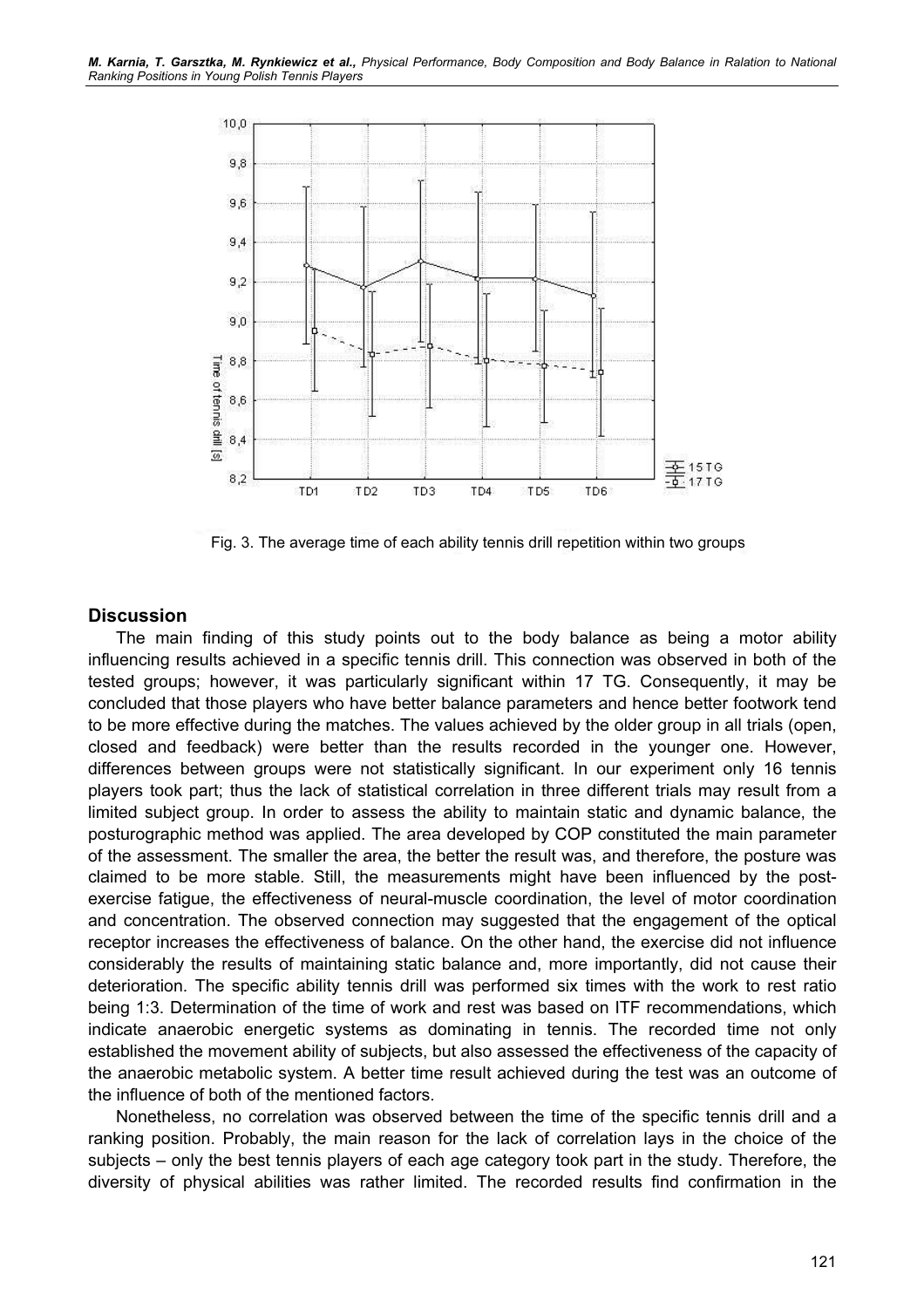Fig. 3. The average time of each ability tennis drill repetition within two groups

## Discussion

The main finding of this study points out to the body balance as being a motor ability influencing results achieved in a specific tennis drill. This connection was observed in both of the tested groups; however, it was particularly significant within 17 TG. Consequently, it may be concluded that those players who have better balance parameters and hence better footwork tend to be more effective during the matches. The values achieved by the older group in all trials (open, closed and feedback) were better than the results recorded in the younger one. However, differences between groups were not statistically significant. In our experiment only 16 tennis players took part; thus the lack of statistical correlation in three different trials may result from a limited subject group. In order to assess the ability to maintain static and dynamic balance, the posturographic method was applied. The area developed by COP constituted the main parameter of the assessment. The smaller the area, the better the result was, and therefore, the posture was claimed to be more stable. Still, the measurements might have been influenced by the post-exercise fatigue, the effectiveness of neural-muscle coordination, the level of motor coordination and concentration. The observed connection may suggested that the engagement of the optical receptor increases the effectiveness of balance. On the other hand, the exercise did not influence considerably the results of maintaining static balance and, more importantly, did not cause their deterioration. The specific ability tennis drill was performed six times with the work to rest ratio being 1:3. Determination of the time of work and rest was based on ITF recommendations, which indicate anaerobic energetic systems as dominating in tennis. The recorded time not only established the movement ability of subjects, but also assessed the effectiveness of the capacity of the anaerobic metabolic system. A better time result achieved during the test was an outcome of the influence of both of the mentioned factors.

Nonetheless, no correlation was observed between the time of the specific tennis drill and a ranking position. Probably, the main reason for the lack of correlation lays in the choice of the subjects – only the best tennis players of each age category took part in the study. Therefore, the diversity of physical abilities was rather limited. The recorded results find confirmation in the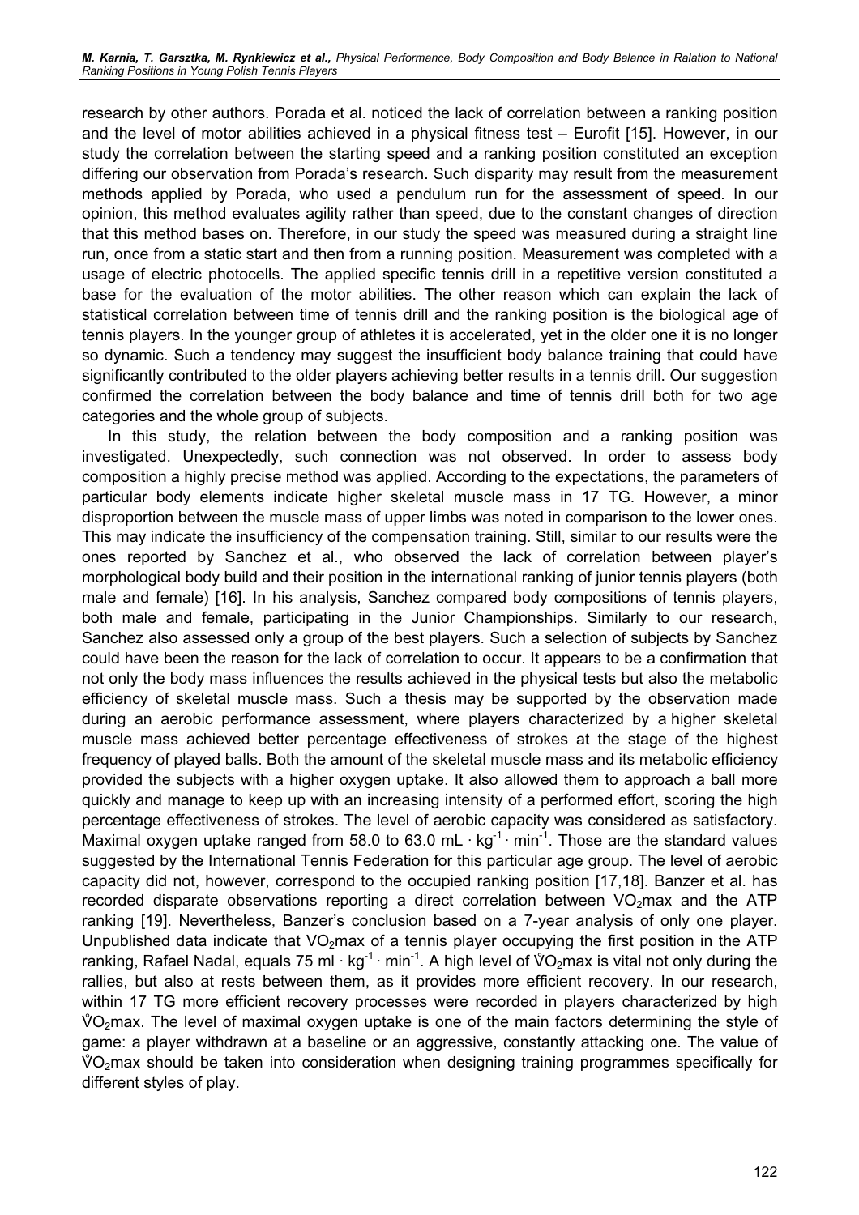research by other authors. Porada et al. noticed the lack of correlation between a ranking position and the level of motor abilities achieved in a physical fitness test – Eurofit [15]. However, in our study the correlation between the starting speed and a ranking position constituted an exception differing our observation from Porada's research. Such disparity may result from the measurement methods applied by Porada, who used a pendulum run for the assessment of speed. In our opinion, this method evaluates agility rather than speed, due to the constant changes of direction that this method bases on. Therefore, in our study the speed was measured during a straight line run, once from a static start and then from a running position. Measurement was completed with a usage of electric photocells. The applied specific tennis drill in a repetitive version constituted a base for the evaluation of the motor abilities. The other reason which can explain the lack of statistical correlation between time of tennis drill and the ranking position is the biological age of tennis players. In the younger group of athletes it is accelerated, yet in the older one it is no longer so dynamic. Such a tendency may suggest the insufficient body balance training that could have significantly contributed to the older players achieving better results in a tennis drill. Our suggestion confirmed the correlation between the body balance and time of tennis drill both for two age categories and the whole group of subjects.

In this study, the relation between the body composition and a ranking position was investigated. Unexpectedly, such connection was not observed. In order to assess body composition a highly precise method was applied. According to the expectations, the parameters of particular body elements indicate higher skeletal muscle mass in 17 TG. However, a minor disproportion between the muscle mass of upper limbs was noted in comparison to the lower ones. This may indicate the insufficiency of the compensation training. Still, similar to our results were the ones reported by Sanchez et al., who observed the lack of correlation between player's morphological body build and their position in the international ranking of junior tennis players (both male and female) [16]. In his analysis, Sanchez compared body compositions of tennis players, both male and female, participating in the Junior Championships. Similarly to our research, Sanchez also assessed only a group of the best players. Such a selection of subjects by Sanchez could have been the reason for the lack of correlation to occur. It appears to be a confirmation that not only the body mass influences the results achieved in the physical tests but also the metabolic efficiency of skeletal muscle mass. Such a thesis may be supported by the observation made during an aerobic performance assessment, where players characterized by a higher skeletal muscle mass achieved better percentage effectiveness of strokes at the stage of the highest frequency of played balls. Both the amount of the skeletal muscle mass and its metabolic efficiency provided the subjects with a higher oxygen uptake. It also allowed them to approach a ball more quickly and manage to keep up with an increasing intensity of a performed effort, scoring the high percentage effectiveness of strokes. The level of aerobic capacity was considered as satisfactory. Maximal oxygen uptake ranged from 58.0 to 63.0 $mL \cdot kg^{-1} \cdot min^{-1}$. Those are the standard values suggested by the International Tennis Federation for this particular age group. The level of aerobic capacity did not, however, correspond to the occupied ranking position [17,18]. Banzer et al. has recorded disparate observations reporting a direct correlation between $VO_2max$ and the ATP ranking [19]. Nevertheless, Banzer's conclusion based on a 7-year analysis of only one player. Unpublished data indicate that $VO_2max$ of a tennis player occupying the first position in the ATP ranking, Rafael Nadal, equals 75 $ml \cdot kg^{-1} \cdot min^{-1}$. A high level of $\dot{V}O_2max$ is vital not only during the rallies, but also at rests between them, as it provides more efficient recovery. In our research, within 17 TG more efficient recovery processes were recorded in players characterized by high $\dot{V}O_2max$. The level of maximal oxygen uptake is one of the main factors determining the style of game: a player withdrawn at a baseline or an aggressive, constantly attacking one. The value of $\dot{V}O_2max$ should be taken into consideration when designing training programmes specifically for different styles of play.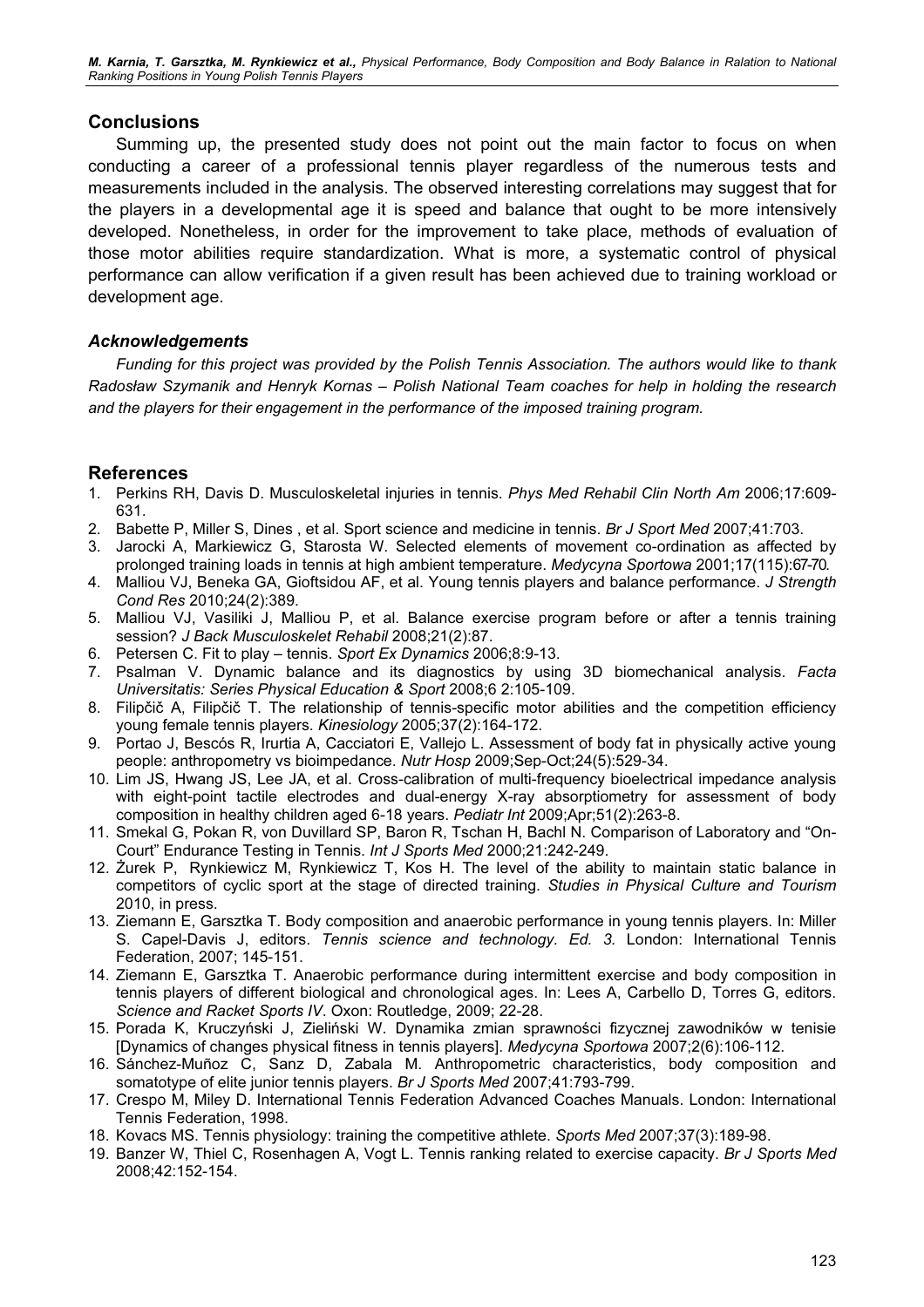## Conclusions

Summing up, the presented study does not point out the main factor to focus on when conducting a career of a professional tennis player regardless of the numerous tests and measurements included in the analysis. The observed interesting correlations may suggest that for the players in a developmental age it is speed and balance that ought to be more intensively developed. Nonetheless, in order for the improvement to take place, methods of evaluation of those motor abilities require standardization. What is more, a systematic control of physical performance can allow verification if a given result has been achieved due to training workload or development age.

### *Acknowledgements*

*Funding for this project was provided by the Polish Tennis Association. The authors would like to thank Radosław Szymanik and Henryk Kornas – Polish National Team coaches for help in holding the research and the players for their engagement in the performance of the imposed training program.*

## References

1. Perkins RH, Davis D. Musculoskeletal injuries in tennis. *Phys Med Rehabil Clin North Am* 2006;17:609-631.
2. Babette P, Miller S, Dines , et al. Sport science and medicine in tennis. *Br J Sport Med* 2007;41:703.
3. Jarocki A, Markiewicz G, Starosta W. Selected elements of movement co-ordination as affected by prolonged training loads in tennis at high ambient temperature. *Medycyna Sportowa* 2001;17(115):67-70.
4. Malliou VJ, Beneka GA, Gioftsidou AF, et al. Young tennis players and balance performance. *J Strength Cond Res* 2010;24(2):389.
5. Malliou VJ, Vasiliki J, Malliou P, et al. Balance exercise program before or after a tennis training session? *J Back Musculoskelet Rehabil* 2008;21(2):87.
6. Petersen C. Fit to play – tennis. *Sport Ex Dynamics* 2006;8:9-13.
7. Psalman V. Dynamic balance and its diagnostics by using 3D biomechanical analysis. *Facta Universitatis: Series Physical Education & Sport* 2008;6 2:105-109.
8. Filipčič A, Filipčič T. The relationship of tennis-specific motor abilities and the competition efficiency young female tennis players. *Kinesiology* 2005;37(2):164-172.
9. Portao J, Bescós R, Irurtia A, Cacciatori E, Vallejo L. Assessment of body fat in physically active young people: anthropometry vs bioimpedance. *Nutr Hosp* 2009;Sep-Oct;24(5):529-34.
10. Lim JS, Hwang JS, Lee JA, et al. Cross-calibration of multi-frequency bioelectrical impedance analysis with eight-point tactile electrodes and dual-energy X-ray absorptiometry for assessment of body composition in healthy children aged 6-18 years. *Pediatr Int* 2009;Apr;51(2):263-8.
11. Smekal G, Pokan R, von Duvillard SP, Baron R, Tschan H, Bachl N. Comparison of Laboratory and "On-Court" Endurance Testing in Tennis. *Int J Sports Med* 2000;21:242-249.
12. Żurek P, Rynkiewicz M, Rynkiewicz T, Kos H. The level of the ability to maintain static balance in competitors of cyclic sport at the stage of directed training. *Studies in Physical Culture and Tourism* 2010, in press.
13. Ziemann E, Garsztka T. Body composition and anaerobic performance in young tennis players. In: Miller S. Capel-Davis J, editors. *Tennis science and technology. Ed. 3.* London: International Tennis Federation, 2007; 145-151.
14. Ziemann E, Garsztka T. Anaerobic performance during intermittent exercise and body composition in tennis players of different biological and chronological ages. In: Lees A, Carbello D, Torres G, editors. *Science and Racket Sports IV*. Oxon: Routledge, 2009; 22-28.
15. Porada K, Kruczyński J, Zieliński W. Dynamika zmian sprawności fizycznej zawodników w tenisie [Dynamics of changes physical fitness in tennis players]. *Medycyna Sportowa* 2007;2(6):106-112.
16. Sánchez-Muñoz C, Sanz D, Zabala M. Anthropometric characteristics, body composition and somatotype of elite junior tennis players. *Br J Sports Med* 2007;41:793-799.
17. Crespo M, Miley D. International Tennis Federation Advanced Coaches Manuals. London: International Tennis Federation, 1998.
18. Kovacs MS. Tennis physiology: training the competitive athlete. *Sports Med* 2007;37(3):189-98.
19. Banzer W, Thiel C, Rosenhagen A, Vogt L. Tennis ranking related to exercise capacity. *Br J Sports Med* 2008;42:152-154.